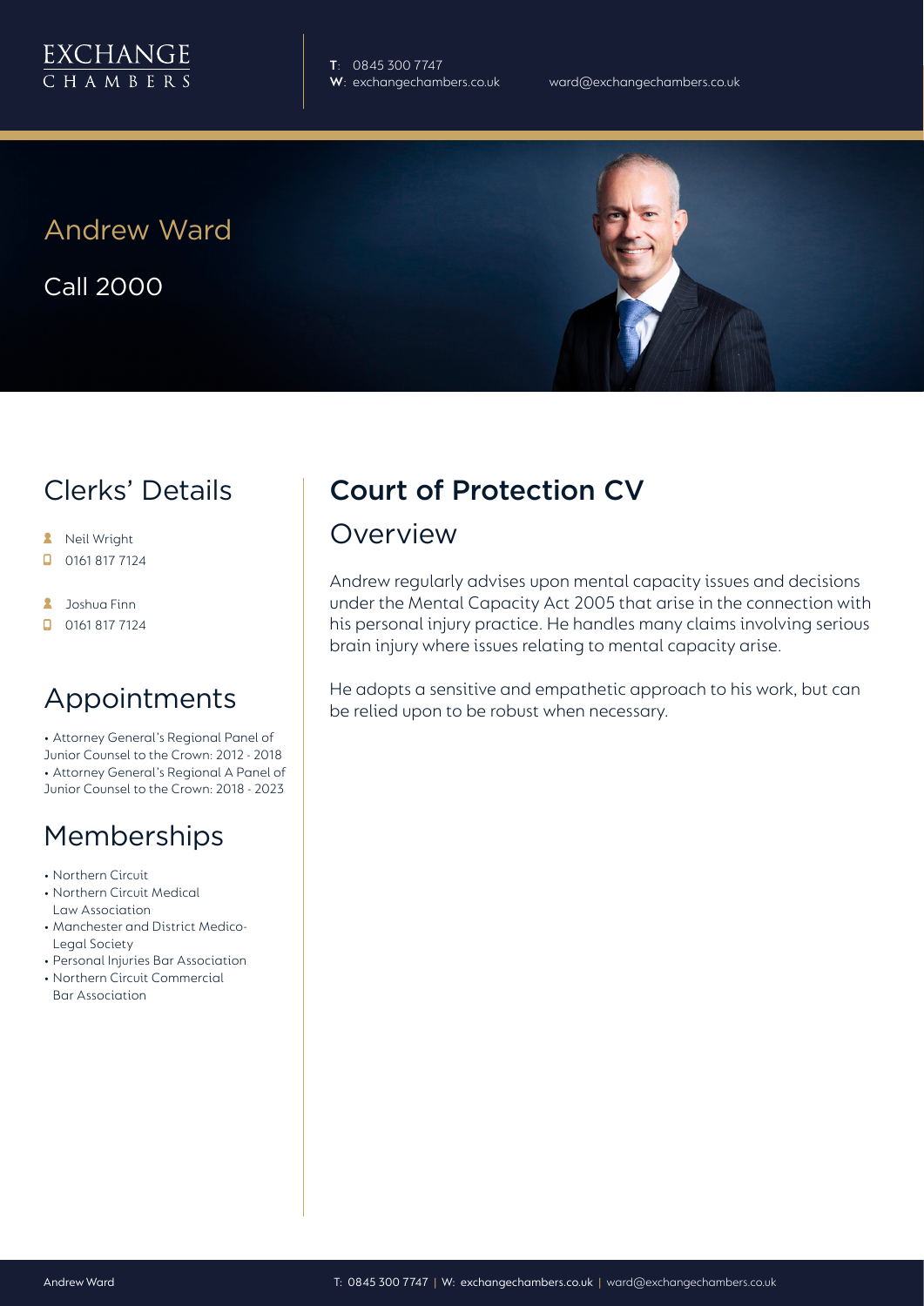EXCHANGE
CHAMBERS

**T**: 0845 300 7747
**W**: exchangechambers.co.uk

ward@exchangechambers.co.uk

# Andrew Ward

Call 2000

## Clerks' Details

- Neil Wright
- 0161 817 7124
- Joshua Finn
- 0161 817 7124

## Appointments

- Attorney General's Regional Panel of Junior Counsel to the Crown: 2012 - 2018
- Attorney General's Regional A Panel of Junior Counsel to the Crown: 2018 - 2023

## Memberships

- Northern Circuit
- Northern Circuit Medical Law Association
- Manchester and District Medico-Legal Society
- Personal Injuries Bar Association
- Northern Circuit Commercial Bar Association

## Court of Protection CV

### Overview

Andrew regularly advises upon mental capacity issues and decisions under the Mental Capacity Act 2005 that arise in the connection with his personal injury practice. He handles many claims involving serious brain injury where issues relating to mental capacity arise.

He adopts a sensitive and empathetic approach to his work, but can be relied upon to be robust when necessary.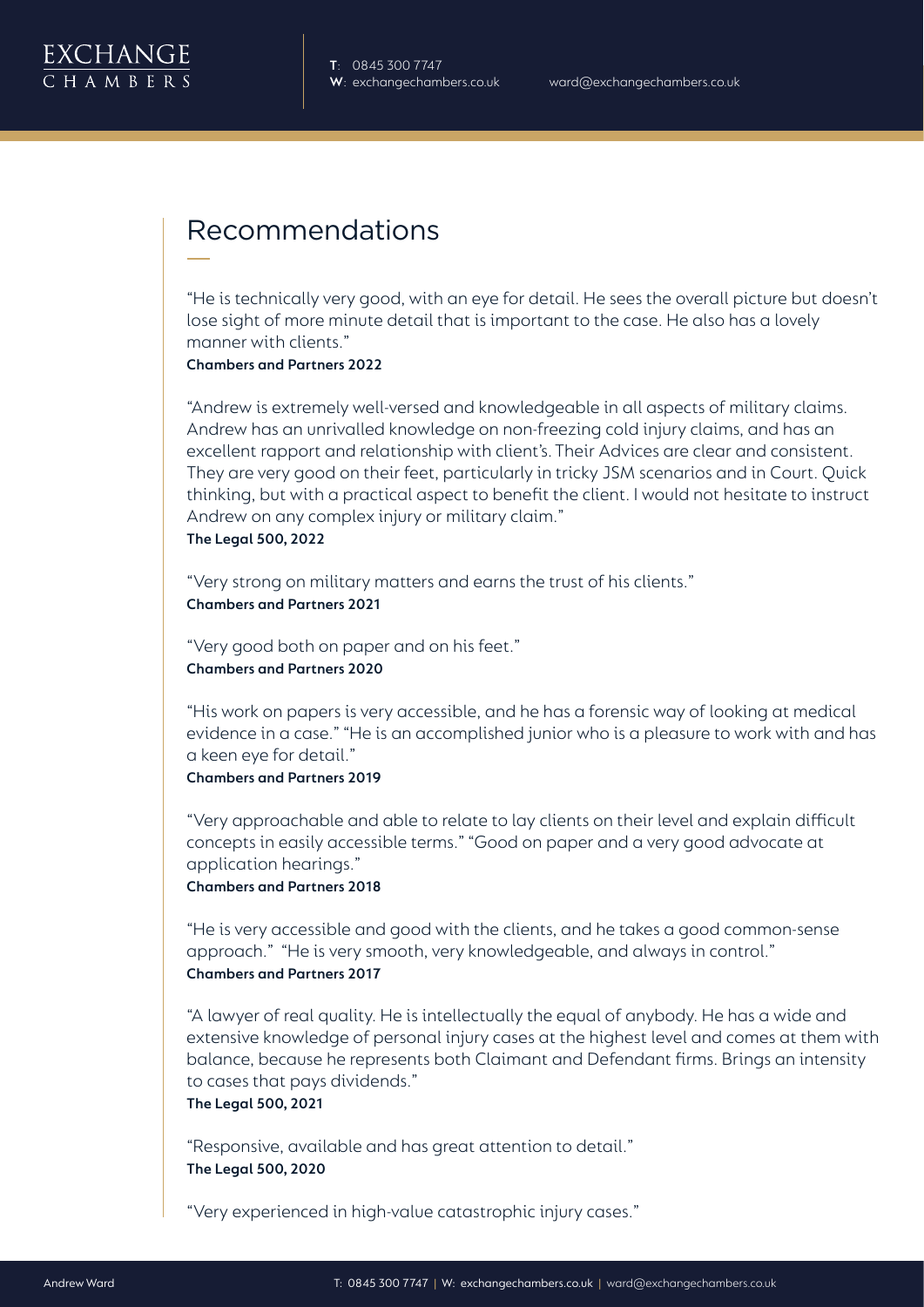## Recommendations

"He is technically very good, with an eye for detail. He sees the overall picture but doesn't lose sight of more minute detail that is important to the case. He also has a lovely manner with clients."
**Chambers and Partners 2022**

"Andrew is extremely well-versed and knowledgeable in all aspects of military claims. Andrew has an unrivalled knowledge on non-freezing cold injury claims, and has an excellent rapport and relationship with client's. Their Advices are clear and consistent. They are very good on their feet, particularly in tricky JSM scenarios and in Court. Quick thinking, but with a practical aspect to benefit the client. I would not hesitate to instruct Andrew on any complex injury or military claim."
**The Legal 500, 2022**

"Very strong on military matters and earns the trust of his clients."
**Chambers and Partners 2021**

"Very good both on paper and on his feet."
**Chambers and Partners 2020**

"His work on papers is very accessible, and he has a forensic way of looking at medical evidence in a case." "He is an accomplished junior who is a pleasure to work with and has a keen eye for detail."
**Chambers and Partners 2019**

"Very approachable and able to relate to lay clients on their level and explain difficult concepts in easily accessible terms." "Good on paper and a very good advocate at application hearings."
**Chambers and Partners 2018**

"He is very accessible and good with the clients, and he takes a good common-sense approach." "He is very smooth, very knowledgeable, and always in control."
**Chambers and Partners 2017**

"A lawyer of real quality. He is intellectually the equal of anybody. He has a wide and extensive knowledge of personal injury cases at the highest level and comes at them with balance, because he represents both Claimant and Defendant firms. Brings an intensity to cases that pays dividends."
**The Legal 500, 2021**

"Responsive, available and has great attention to detail."
**The Legal 500, 2020**

"Very experienced in high-value catastrophic injury cases."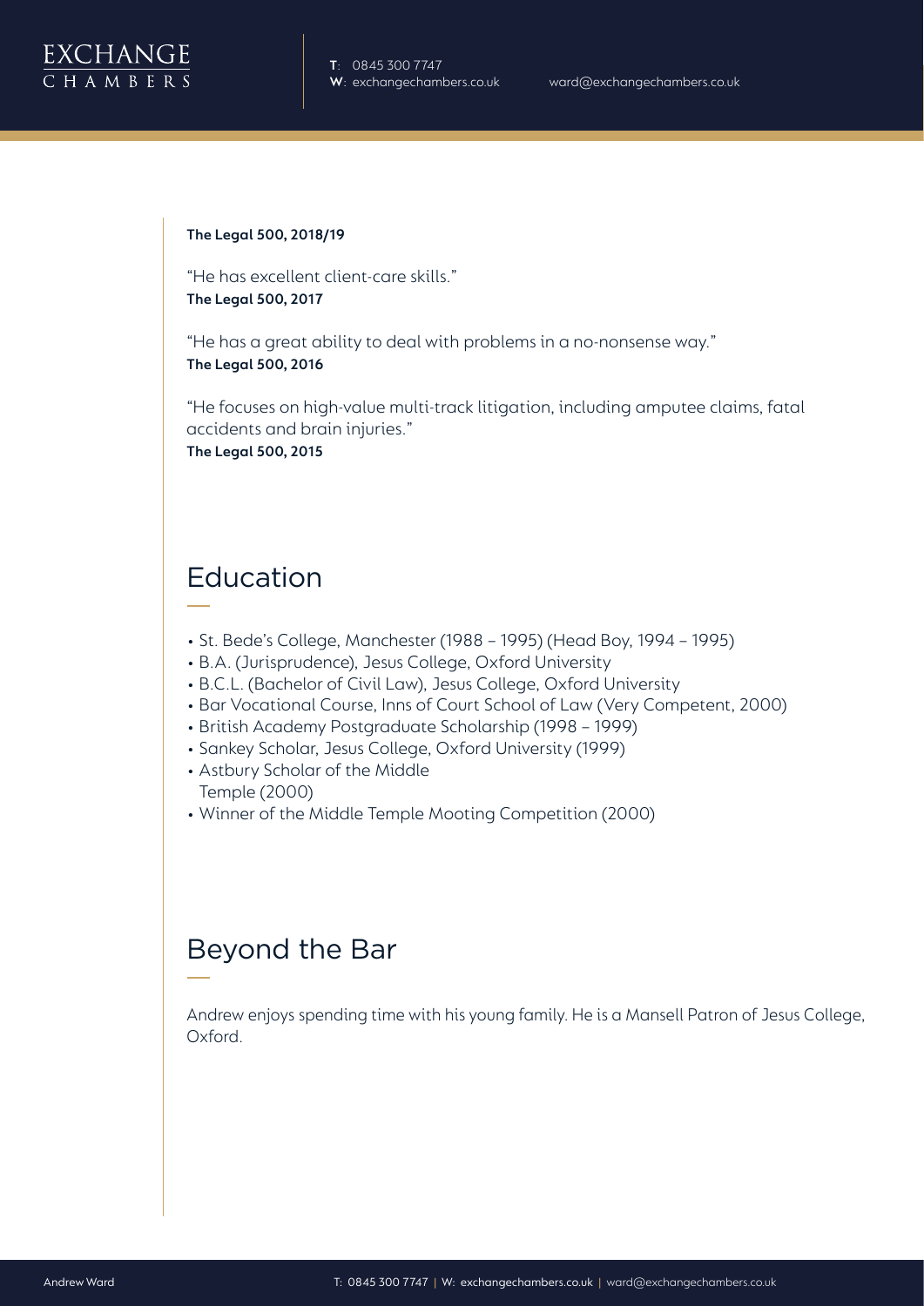**The Legal 500, 2018/19**

"He has excellent client-care skills."
**The Legal 500, 2017**

"He has a great ability to deal with problems in a no-nonsense way."
**The Legal 500, 2016**

"He focuses on high-value multi-track litigation, including amputee claims, fatal accidents and brain injuries."
**The Legal 500, 2015**

## Education

- St. Bede's College, Manchester (1988 – 1995) (Head Boy, 1994 – 1995)
- B.A. (Jurisprudence), Jesus College, Oxford University
- B.C.L. (Bachelor of Civil Law), Jesus College, Oxford University
- Bar Vocational Course, Inns of Court School of Law (Very Competent, 2000)
- British Academy Postgraduate Scholarship (1998 – 1999)
- Sankey Scholar, Jesus College, Oxford University (1999)
- Astbury Scholar of the Middle Temple (2000)
- Winner of the Middle Temple Mooting Competition (2000)

## Beyond the Bar

Andrew enjoys spending time with his young family. He is a Mansell Patron of Jesus College, Oxford.